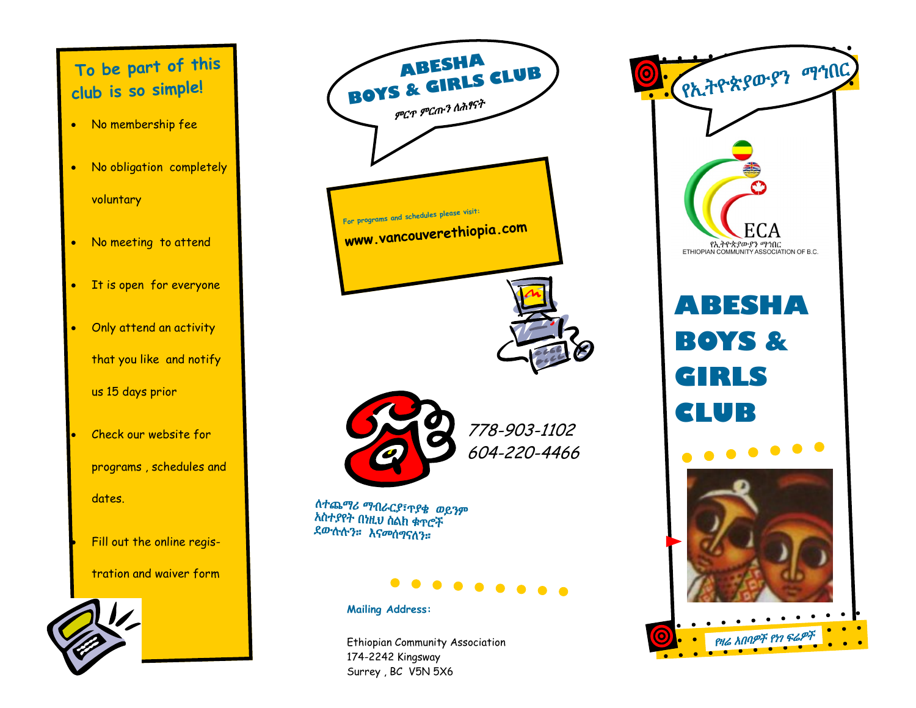## To be part of this club is so simple!

- No membership fee
- No obligation completely voluntary
- No meeting to attend
- It is open for everyone
- Only attend an activity that you like and notify us 15 days prior
- Check our website for programs , schedules and dates.
- Fill out the online registration and waiver form

## ABESHA BOYS & GIRLS CLUB

ምርጥ ምርጡን ለሕፃናት

For programs and schedules please visit:

**www.vancouverethiopia.com**

*778-903-1102*

*604-220-4466*

ለተጨማሪ ማብራርያ፣ጥያቄ ወይንም አስተያየት በነዚህ ስልክ ቁጥሮች ደውሉልን። እናመሰግናለን።

**Mailing Address:**

Ethiopian Community Association
174-2242 Kingsway
Surrey , BC V5N 5X6

የኢትዮጵያውያን ማኅበር

ECA
የኢትዮጵያውያን ማኅበር
ETHIOPIAN COMMUNITY ASSOCIATION OF B.C.

# ABESHA BOYS & GIRLS CLUB

የዛሬ አበባዎች የነገ ፍሬዎች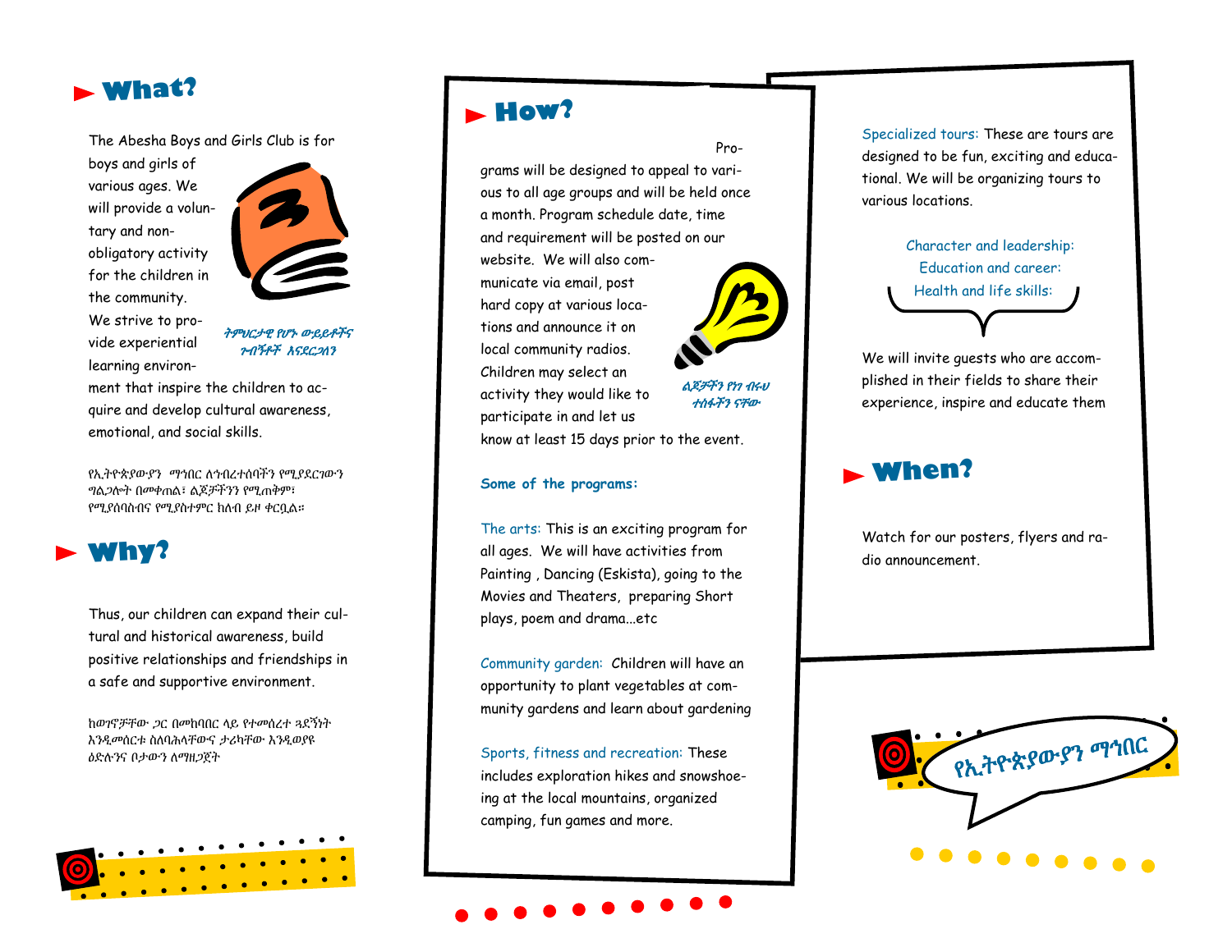## What?

The Abesha Boys and Girls Club is for boys and girls of various ages. We will provide a voluntary and non-obligatory activity for the children in the community. We strive to provide experiential learning environment that inspire the children to acquire and develop cultural awareness, emotional, and social skills.

ትምህርታዊ የሆኑ ውይይቶችና ጉብኝቶች እናደርጋለን

የኢትዮጵያውያን ማኅበር ለኅብረተሰባችን የሚያደርገውን ግልጋሎት በመቀጠል፣ ልጆቻችንን የሚጠቅም፣ የሚያሰባስብና የሚያስተምር ክለብ ይዞ ቀርቧል።

## Why?

Thus, our children can expand their cultural and historical awareness, build positive relationships and friendships in a safe and supportive environment.

ከወገኖቻቸው ጋር በመከባበር ላይ የተመሰረተ ጓደኝነት እንዲመሰርቱ ስለባሕላቸውና ታሪካቸው እንዲወያዩ ዕድሉንና ቦታውን ለማዘጋጀት

## How?

Programs will be designed to appeal to various to all age groups and will be held once a month. Program schedule date, time and requirement will be posted on our website. We will also communicate via email, post hard copy at various locations and announce it on local community radios. Children may select an activity they would like to participate in and let us know at least 15 days prior to the event.

ልጆቻችን የነገ ብሩህ ተስፋችን ናቸው

**Some of the programs:**

The arts: This is an exciting program for all ages. We will have activities from Painting , Dancing (Eskista), going to the Movies and Theaters, preparing Short plays, poem and drama...etc

Community garden: Children will have an opportunity to plant vegetables at community gardens and learn about gardening

Sports, fitness and recreation: These includes exploration hikes and snowshoeing at the local mountains, organized camping, fun games and more.

Specialized tours: These are tours are designed to be fun, exciting and educational. We will be organizing tours to various locations.

Character and leadership:
Education and career:
Health and life skills:

We will invite guests who are accomplished in their fields to share their experience, inspire and educate them

## When?

Watch for our posters, flyers and radio announcement.

የኢትዮጵያውያን ማኅበር